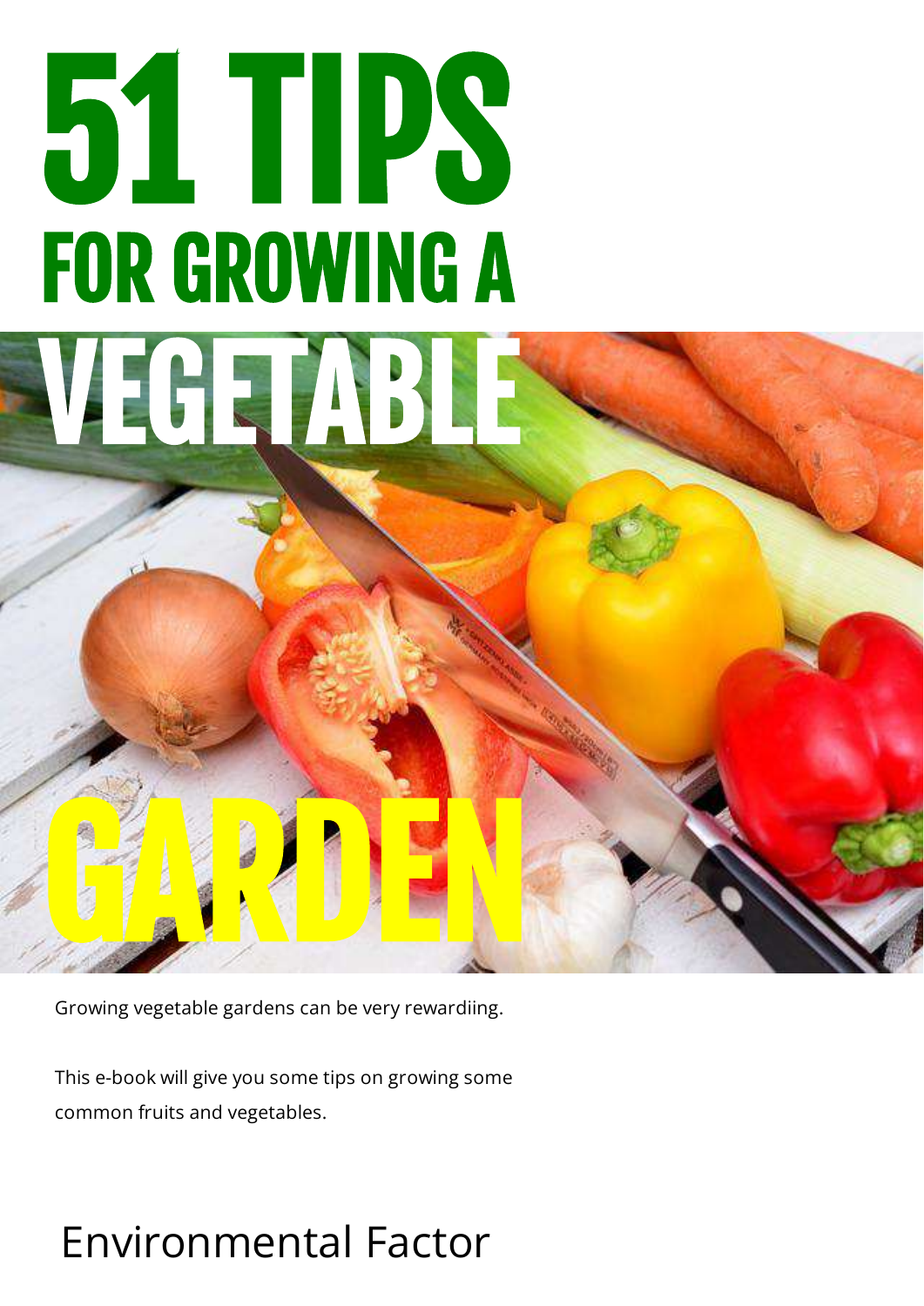# 51 TIPS

## FOR GROWING A

# VEGETABLE GARDEN

Growing vegetable gardens can be very rewardiing.

This e-book will give you some tips on growing some common fruits and vegetables.

Environmental Factor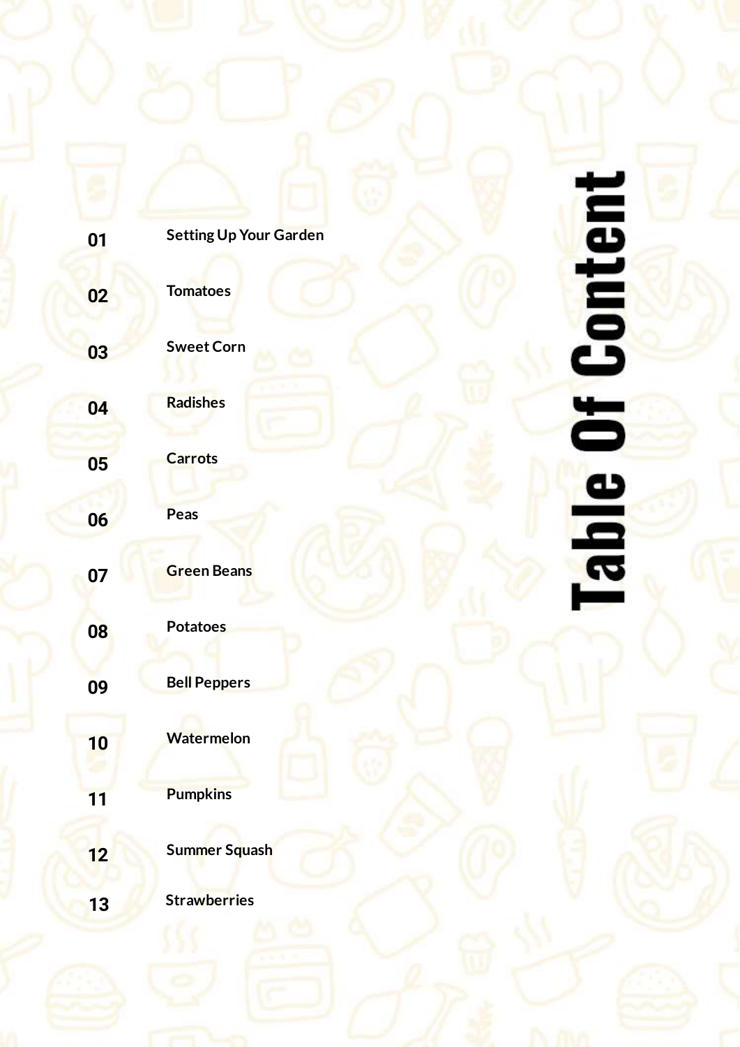# Table Of Content

| | |
|---|---|
| 01 | Setting Up Your Garden |
| 02 | Tomatoes |
| 03 | Sweet Corn |
| 04 | Radishes |
| 05 | Carrots |
| 06 | Peas |
| 07 | Green Beans |
| 08 | Potatoes |
| 09 | Bell Peppers |
| 10 | Watermelon |
| 11 | Pumpkins |
| 12 | Summer Squash |
| 13 | Strawberries |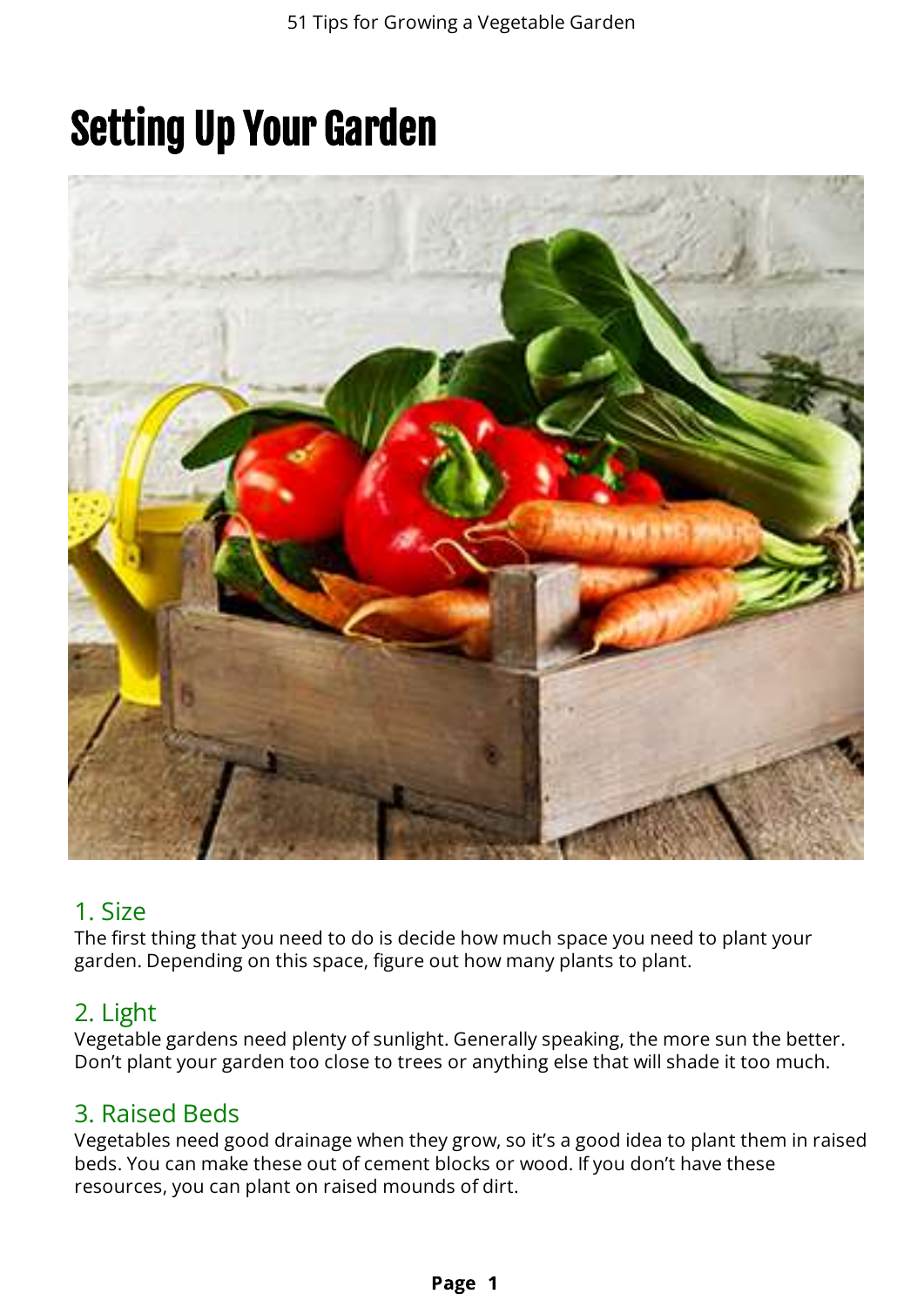# Setting Up Your Garden

## 1. Size

The first thing that you need to do is decide how much space you need to plant your garden. Depending on this space, figure out how many plants to plant.

## 2. Light

Vegetable gardens need plenty of sunlight. Generally speaking, the more sun the better. Don't plant your garden too close to trees or anything else that will shade it too much.

## 3. Raised Beds

Vegetables need good drainage when they grow, so it's a good idea to plant them in raised beds. You can make these out of cement blocks or wood. If you don't have these resources, you can plant on raised mounds of dirt.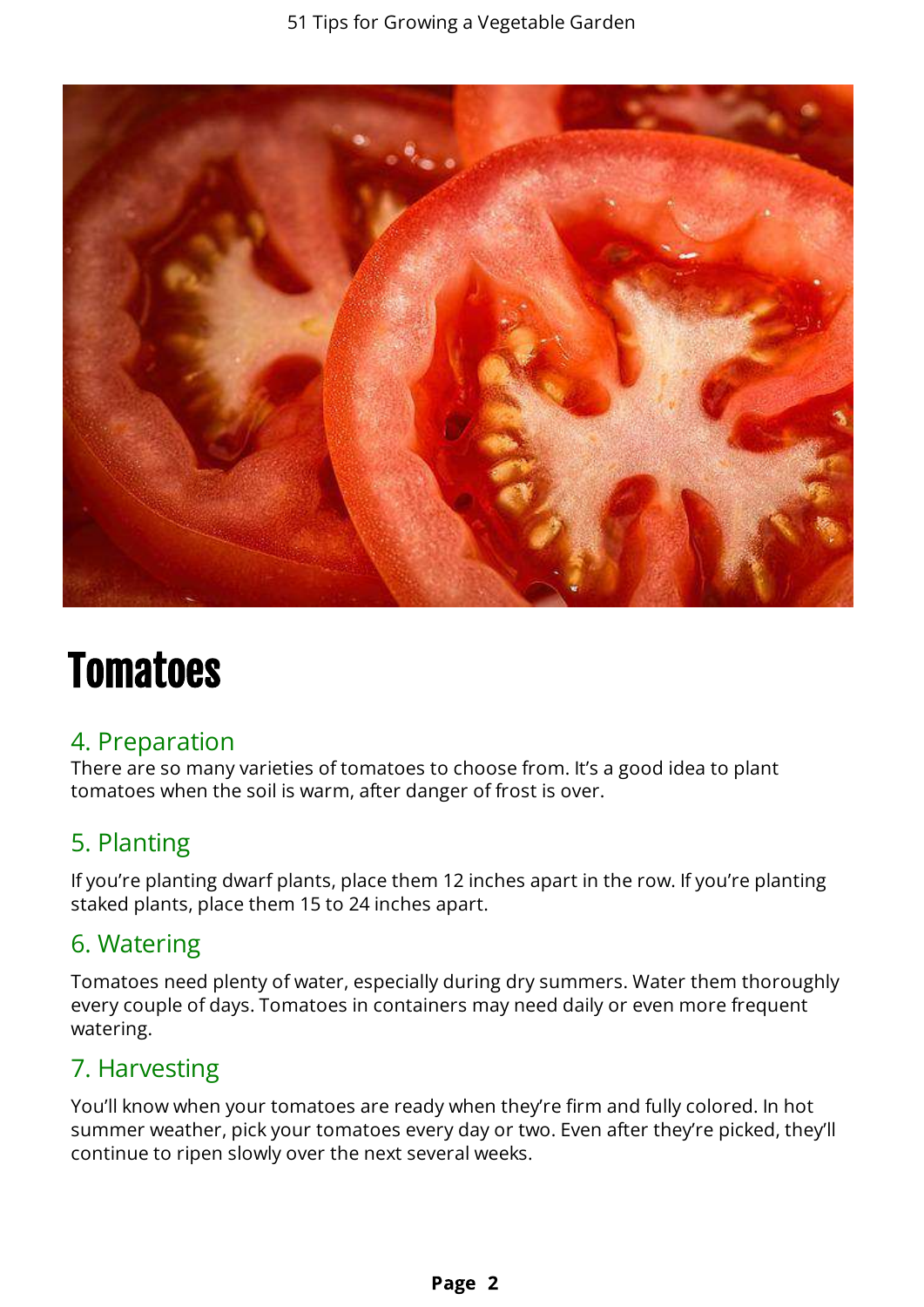# Tomatoes

## 4. Preparation

There are so many varieties of tomatoes to choose from. It's a good idea to plant tomatoes when the soil is warm, after danger of frost is over.

## 5. Planting

If you're planting dwarf plants, place them 12 inches apart in the row. If you're planting staked plants, place them 15 to 24 inches apart.

## 6. Watering

Tomatoes need plenty of water, especially during dry summers. Water them thoroughly every couple of days. Tomatoes in containers may need daily or even more frequent watering.

## 7. Harvesting

You'll know when your tomatoes are ready when they're firm and fully colored. In hot summer weather, pick your tomatoes every day or two. Even after they're picked, they'll continue to ripen slowly over the next several weeks.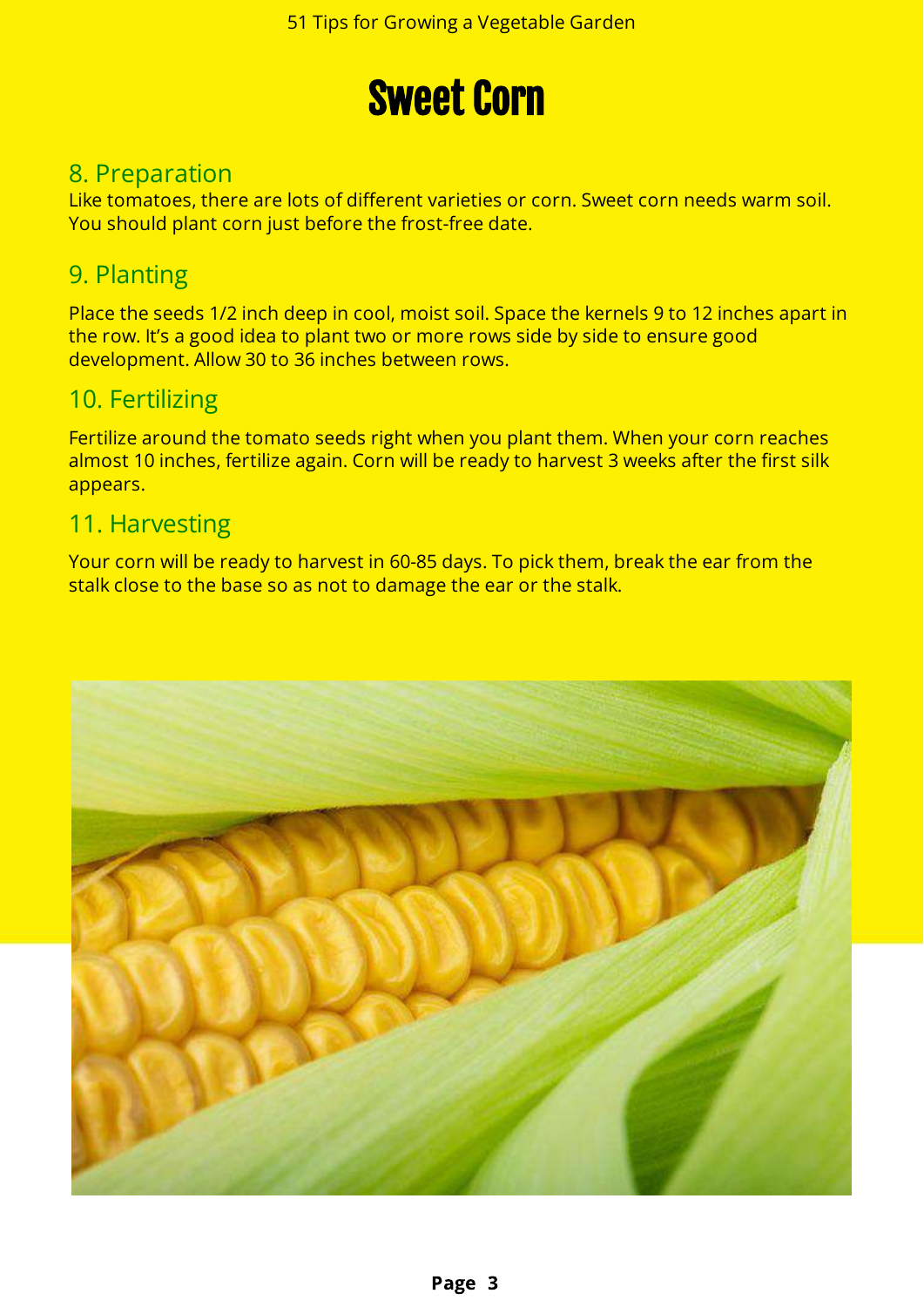# Sweet Corn

## 8. Preparation

Like tomatoes, there are lots of different varieties or corn. Sweet corn needs warm soil. You should plant corn just before the frost-free date.

## 9. Planting

Place the seeds 1/2 inch deep in cool, moist soil. Space the kernels 9 to 12 inches apart in the row. It's a good idea to plant two or more rows side by side to ensure good development. Allow 30 to 36 inches between rows.

## 10. Fertilizing

Fertilize around the tomato seeds right when you plant them. When your corn reaches almost 10 inches, fertilize again. Corn will be ready to harvest 3 weeks after the first silk appears.

## 11. Harvesting

Your corn will be ready to harvest in 60-85 days. To pick them, break the ear from the stalk close to the base so as not to damage the ear or the stalk.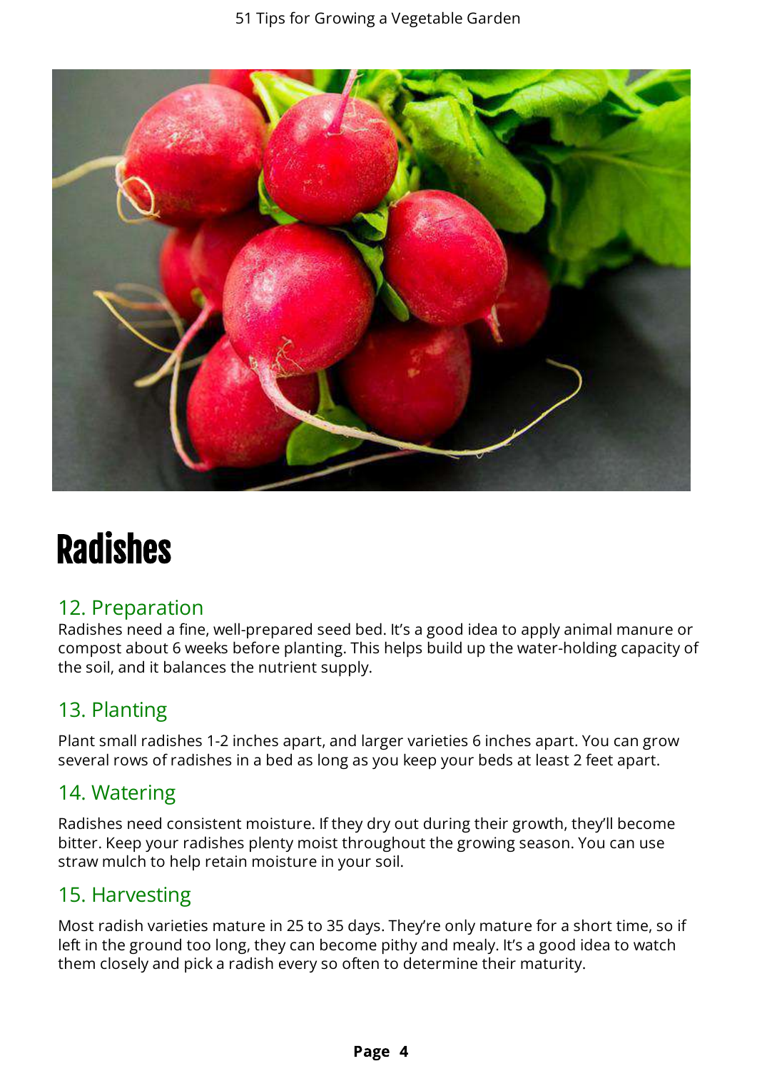# Radishes

## 12. Preparation

Radishes need a fine, well-prepared seed bed. It's a good idea to apply animal manure or compost about 6 weeks before planting. This helps build up the water-holding capacity of the soil, and it balances the nutrient supply.

## 13. Planting

Plant small radishes 1-2 inches apart, and larger varieties 6 inches apart. You can grow several rows of radishes in a bed as long as you keep your beds at least 2 feet apart.

## 14. Watering

Radishes need consistent moisture. If they dry out during their growth, they'll become bitter. Keep your radishes plenty moist throughout the growing season. You can use straw mulch to help retain moisture in your soil.

## 15. Harvesting

Most radish varieties mature in 25 to 35 days. They're only mature for a short time, so if left in the ground too long, they can become pithy and mealy. It's a good idea to watch them closely and pick a radish every so often to determine their maturity.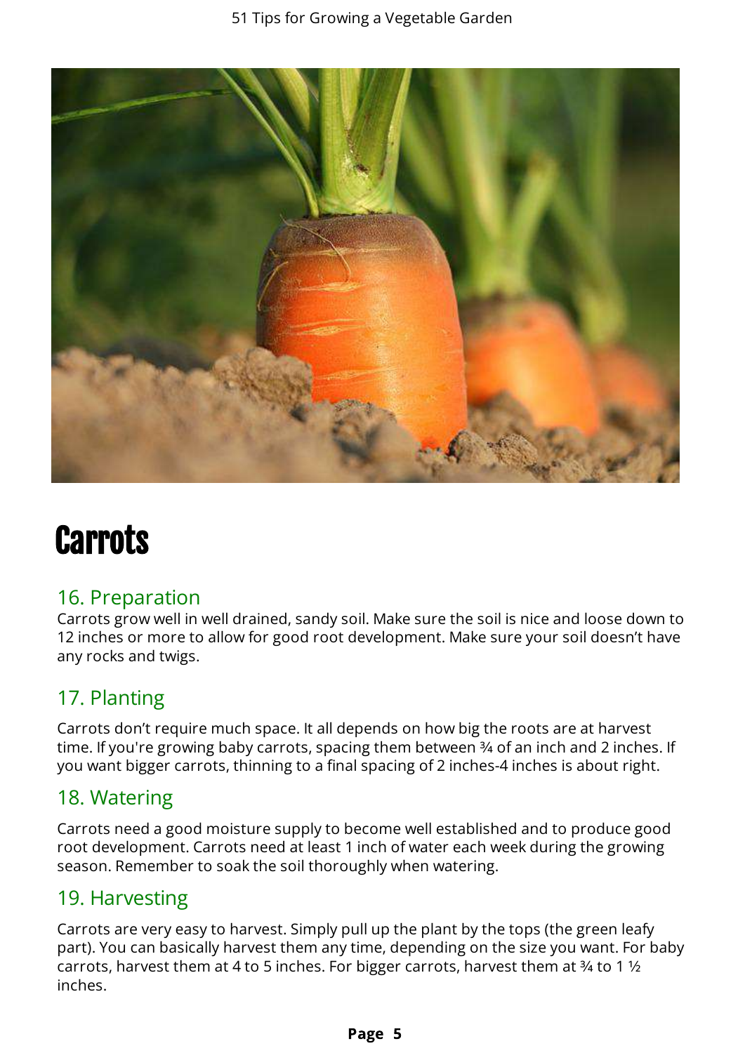# Carrots

## 16. Preparation

Carrots grow well in well drained, sandy soil. Make sure the soil is nice and loose down to 12 inches or more to allow for good root development. Make sure your soil doesn't have any rocks and twigs.

## 17. Planting

Carrots don't require much space. It all depends on how big the roots are at harvest time. If you're growing baby carrots, spacing them between ¾ of an inch and 2 inches. If you want bigger carrots, thinning to a final spacing of 2 inches-4 inches is about right.

## 18. Watering

Carrots need a good moisture supply to become well established and to produce good root development. Carrots need at least 1 inch of water each week during the growing season. Remember to soak the soil thoroughly when watering.

## 19. Harvesting

Carrots are very easy to harvest. Simply pull up the plant by the tops (the green leafy part). You can basically harvest them any time, depending on the size you want. For baby carrots, harvest them at 4 to 5 inches. For bigger carrots, harvest them at ¾ to 1 ½ inches.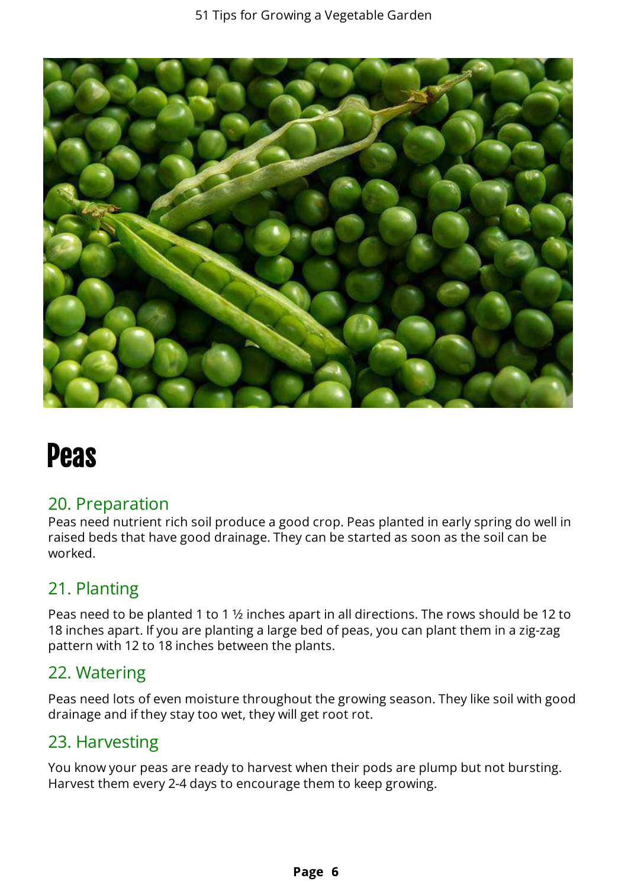# Peas

## 20. Preparation

Peas need nutrient rich soil produce a good crop. Peas planted in early spring do well in raised beds that have good drainage. They can be started as soon as the soil can be worked.

## 21. Planting

Peas need to be planted 1 to 1 ½ inches apart in all directions. The rows should be 12 to 18 inches apart. If you are planting a large bed of peas, you can plant them in a zig-zag pattern with 12 to 18 inches between the plants.

## 22. Watering

Peas need lots of even moisture throughout the growing season. They like soil with good drainage and if they stay too wet, they will get root rot.

## 23. Harvesting

You know your peas are ready to harvest when their pods are plump but not bursting. Harvest them every 2-4 days to encourage them to keep growing.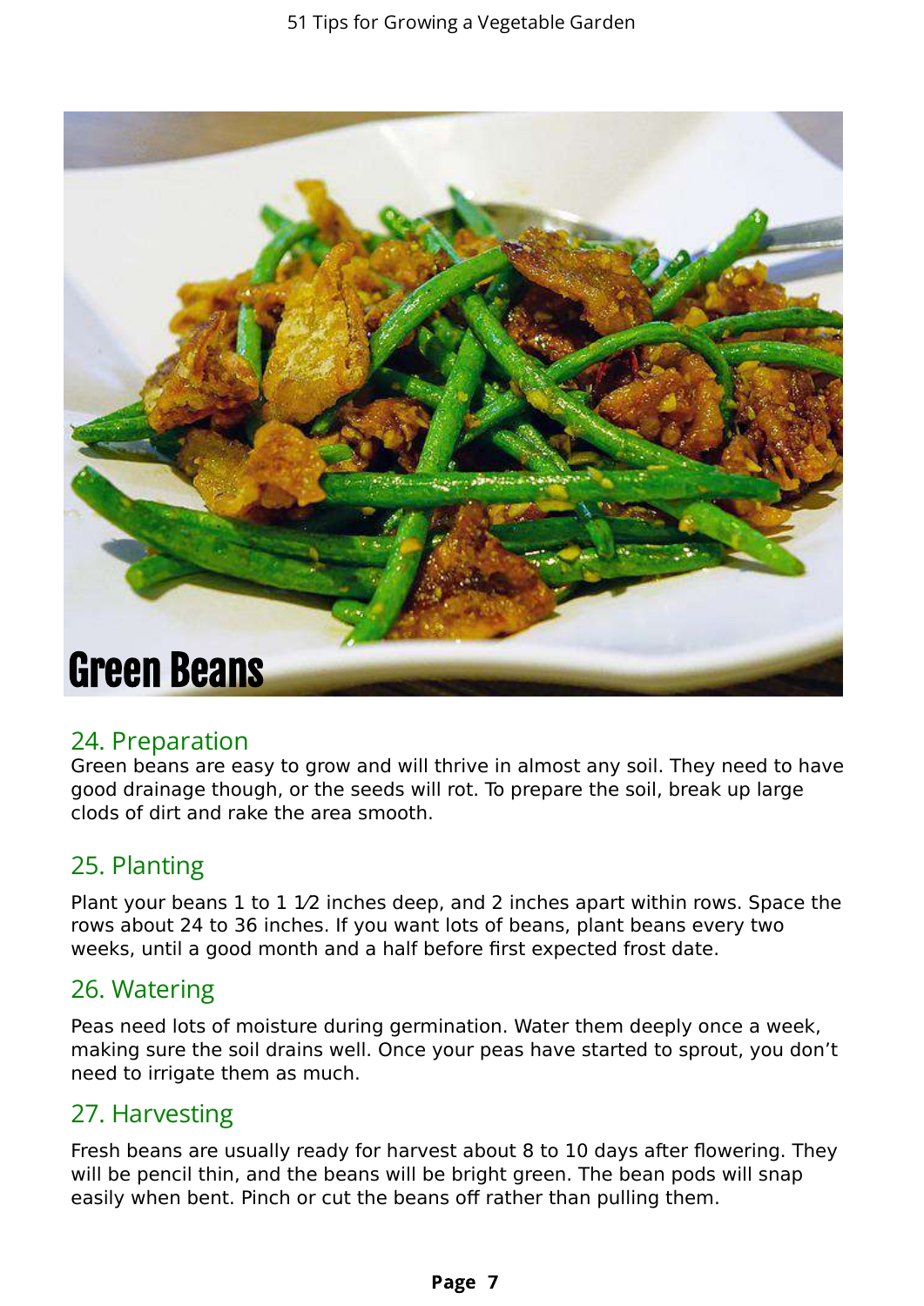# Green Beans

## 24. Preparation

Green beans are easy to grow and will thrive in almost any soil. They need to have good drainage though, or the seeds will rot. To prepare the soil, break up large clods of dirt and rake the area smooth.

## 25. Planting

Plant your beans 1 to 1 1⁄2 inches deep, and 2 inches apart within rows. Space the rows about 24 to 36 inches. If you want lots of beans, plant beans every two weeks, until a good month and a half before first expected frost date.

## 26. Watering

Peas need lots of moisture during germination. Water them deeply once a week, making sure the soil drains well. Once your peas have started to sprout, you don't need to irrigate them as much.

## 27. Harvesting

Fresh beans are usually ready for harvest about 8 to 10 days after flowering. They will be pencil thin, and the beans will be bright green. The bean pods will snap easily when bent. Pinch or cut the beans off rather than pulling them.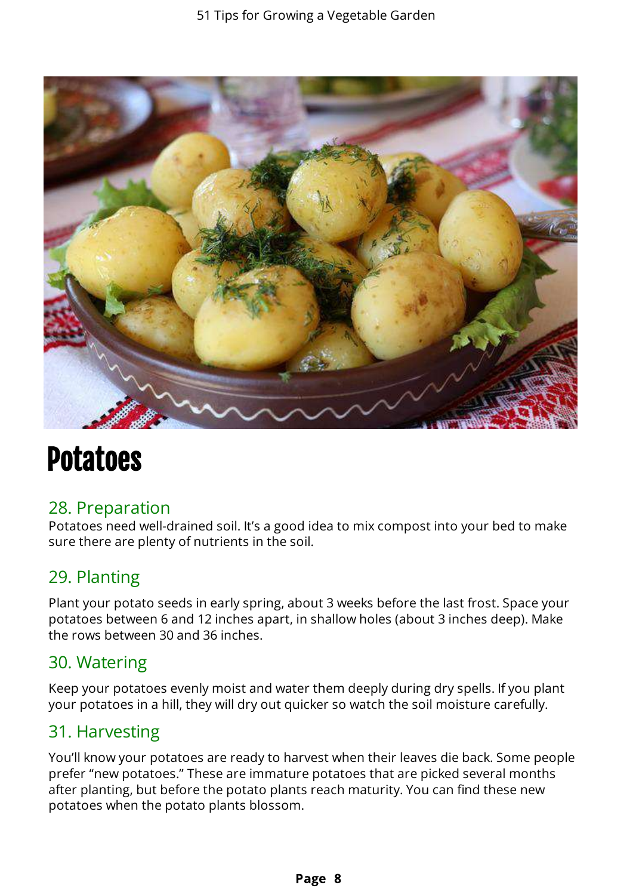# Potatoes

## 28. Preparation

Potatoes need well-drained soil. It's a good idea to mix compost into your bed to make sure there are plenty of nutrients in the soil.

## 29. Planting

Plant your potato seeds in early spring, about 3 weeks before the last frost. Space your potatoes between 6 and 12 inches apart, in shallow holes (about 3 inches deep). Make the rows between 30 and 36 inches.

## 30. Watering

Keep your potatoes evenly moist and water them deeply during dry spells. If you plant your potatoes in a hill, they will dry out quicker so watch the soil moisture carefully.

## 31. Harvesting

You'll know your potatoes are ready to harvest when their leaves die back. Some people prefer "new potatoes." These are immature potatoes that are picked several months after planting, but before the potato plants reach maturity. You can find these new potatoes when the potato plants blossom.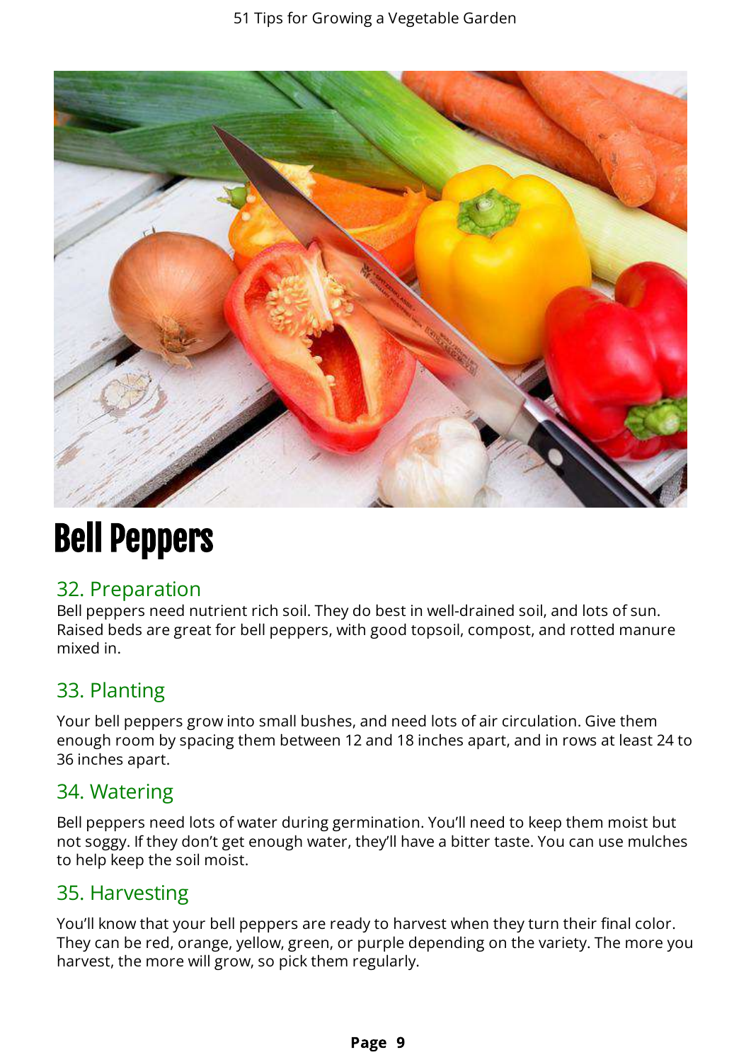# Bell Peppers

## 32. Preparation

Bell peppers need nutrient rich soil. They do best in well-drained soil, and lots of sun. Raised beds are great for bell peppers, with good topsoil, compost, and rotted manure mixed in.

## 33. Planting

Your bell peppers grow into small bushes, and need lots of air circulation. Give them enough room by spacing them between 12 and 18 inches apart, and in rows at least 24 to 36 inches apart.

## 34. Watering

Bell peppers need lots of water during germination. You'll need to keep them moist but not soggy. If they don't get enough water, they'll have a bitter taste. You can use mulches to help keep the soil moist.

## 35. Harvesting

You'll know that your bell peppers are ready to harvest when they turn their final color. They can be red, orange, yellow, green, or purple depending on the variety. The more you harvest, the more will grow, so pick them regularly.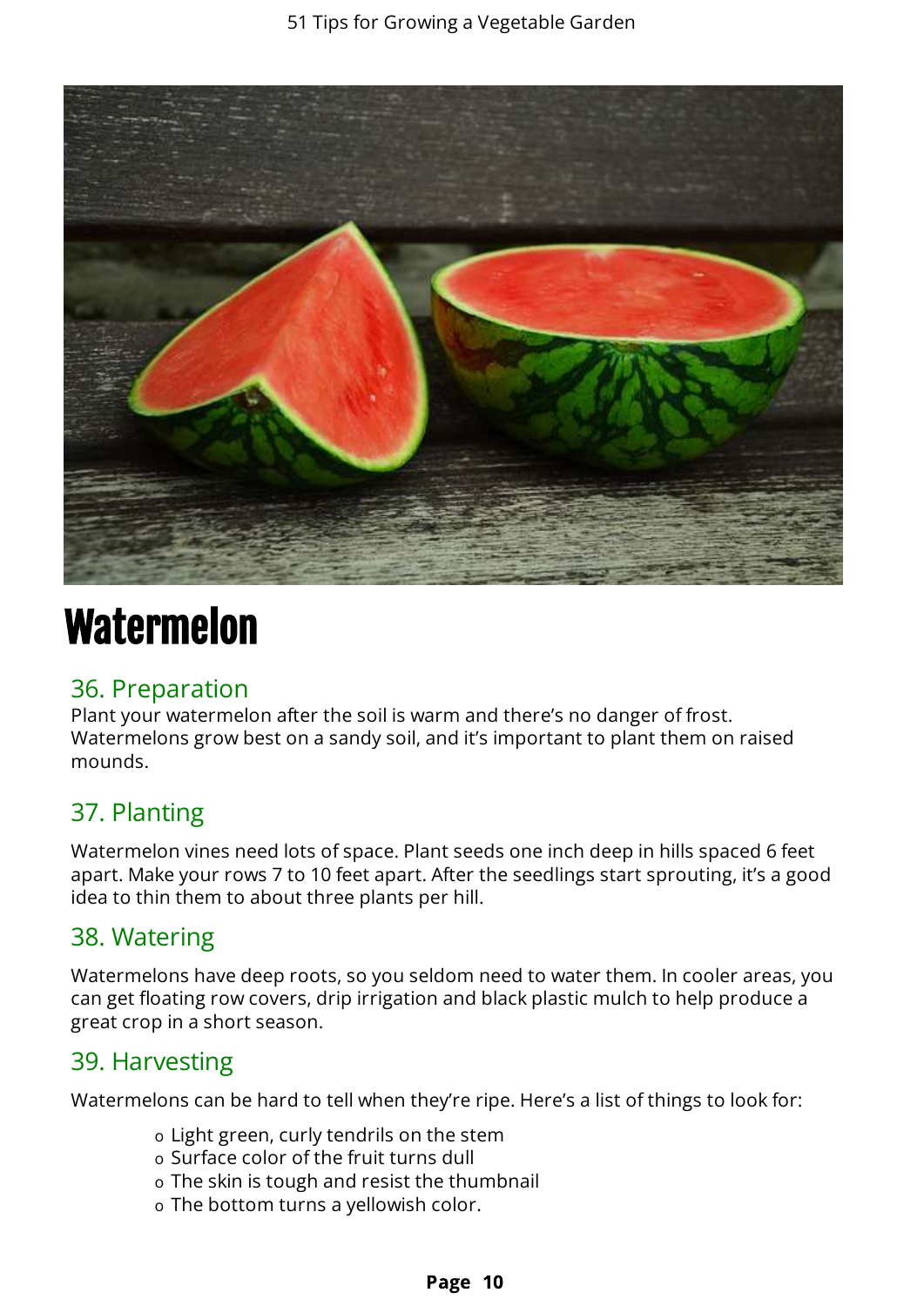# Watermelon

## 36. Preparation

Plant your watermelon after the soil is warm and there's no danger of frost. Watermelons grow best on a sandy soil, and it's important to plant them on raised mounds.

## 37. Planting

Watermelon vines need lots of space. Plant seeds one inch deep in hills spaced 6 feet apart. Make your rows 7 to 10 feet apart. After the seedlings start sprouting, it's a good idea to thin them to about three plants per hill.

## 38. Watering

Watermelons have deep roots, so you seldom need to water them. In cooler areas, you can get floating row covers, drip irrigation and black plastic mulch to help produce a great crop in a short season.

## 39. Harvesting

Watermelons can be hard to tell when they're ripe. Here's a list of things to look for:

- Light green, curly tendrils on the stem
- Surface color of the fruit turns dull
- The skin is tough and resist the thumbnail
- The bottom turns a yellowish color.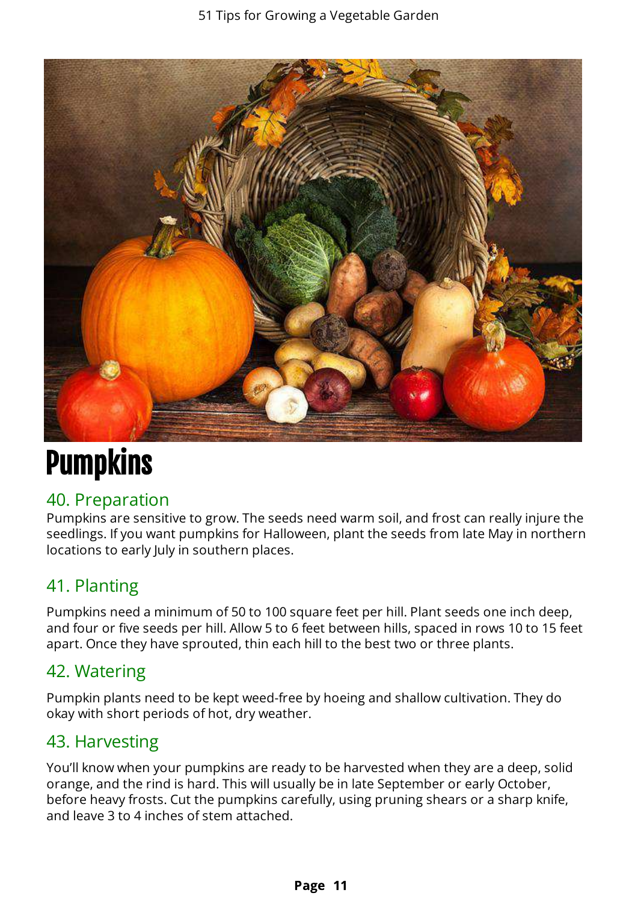# Pumpkins

## 40. Preparation

Pumpkins are sensitive to grow. The seeds need warm soil, and frost can really injure the seedlings. If you want pumpkins for Halloween, plant the seeds from late May in northern locations to early July in southern places.

## 41. Planting

Pumpkins need a minimum of 50 to 100 square feet per hill. Plant seeds one inch deep, and four or five seeds per hill. Allow 5 to 6 feet between hills, spaced in rows 10 to 15 feet apart. Once they have sprouted, thin each hill to the best two or three plants.

## 42. Watering

Pumpkin plants need to be kept weed-free by hoeing and shallow cultivation. They do okay with short periods of hot, dry weather.

## 43. Harvesting

You'll know when your pumpkins are ready to be harvested when they are a deep, solid orange, and the rind is hard. This will usually be in late September or early October, before heavy frosts. Cut the pumpkins carefully, using pruning shears or a sharp knife, and leave 3 to 4 inches of stem attached.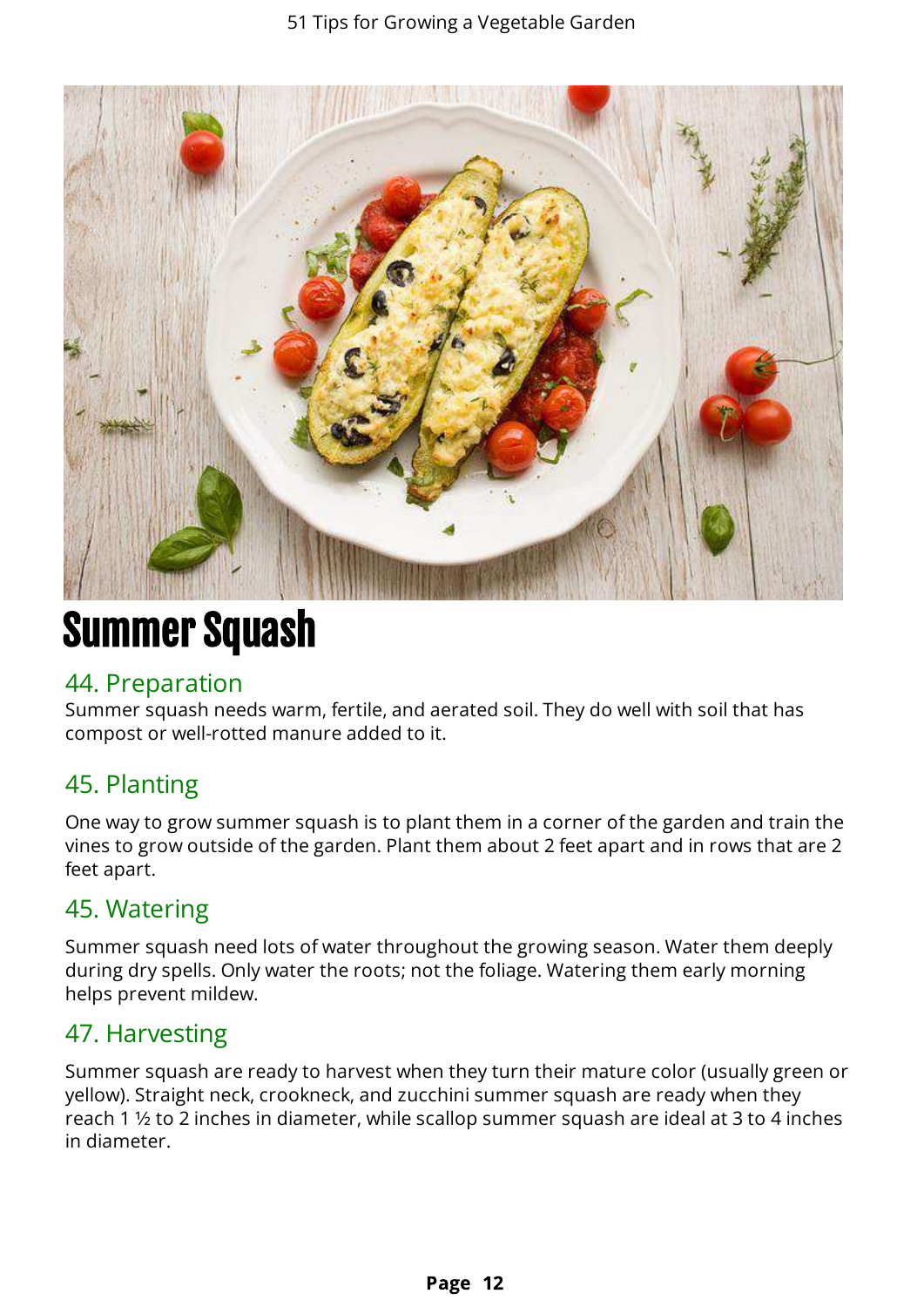# Summer Squash

## 44. Preparation

Summer squash needs warm, fertile, and aerated soil. They do well with soil that has compost or well-rotted manure added to it.

## 45. Planting

One way to grow summer squash is to plant them in a corner of the garden and train the vines to grow outside of the garden. Plant them about 2 feet apart and in rows that are 2 feet apart.

## 45. Watering

Summer squash need lots of water throughout the growing season. Water them deeply during dry spells. Only water the roots; not the foliage. Watering them early morning helps prevent mildew.

## 47. Harvesting

Summer squash are ready to harvest when they turn their mature color (usually green or yellow). Straight neck, crookneck, and zucchini summer squash are ready when they reach 1 ½ to 2 inches in diameter, while scallop summer squash are ideal at 3 to 4 inches in diameter.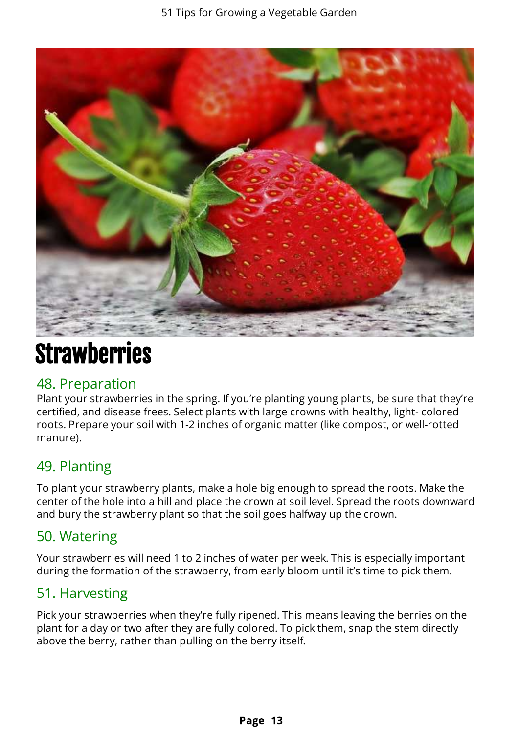# Strawberries

## 48. Preparation

Plant your strawberries in the spring. If you're planting young plants, be sure that they're certified, and disease frees. Select plants with large crowns with healthy, light- colored roots. Prepare your soil with 1-2 inches of organic matter (like compost, or well-rotted manure).

## 49. Planting

To plant your strawberry plants, make a hole big enough to spread the roots. Make the center of the hole into a hill and place the crown at soil level. Spread the roots downward and bury the strawberry plant so that the soil goes halfway up the crown.

## 50. Watering

Your strawberries will need 1 to 2 inches of water per week. This is especially important during the formation of the strawberry, from early bloom until it's time to pick them.

## 51. Harvesting

Pick your strawberries when they're fully ripened. This means leaving the berries on the plant for a day or two after they are fully colored. To pick them, snap the stem directly above the berry, rather than pulling on the berry itself.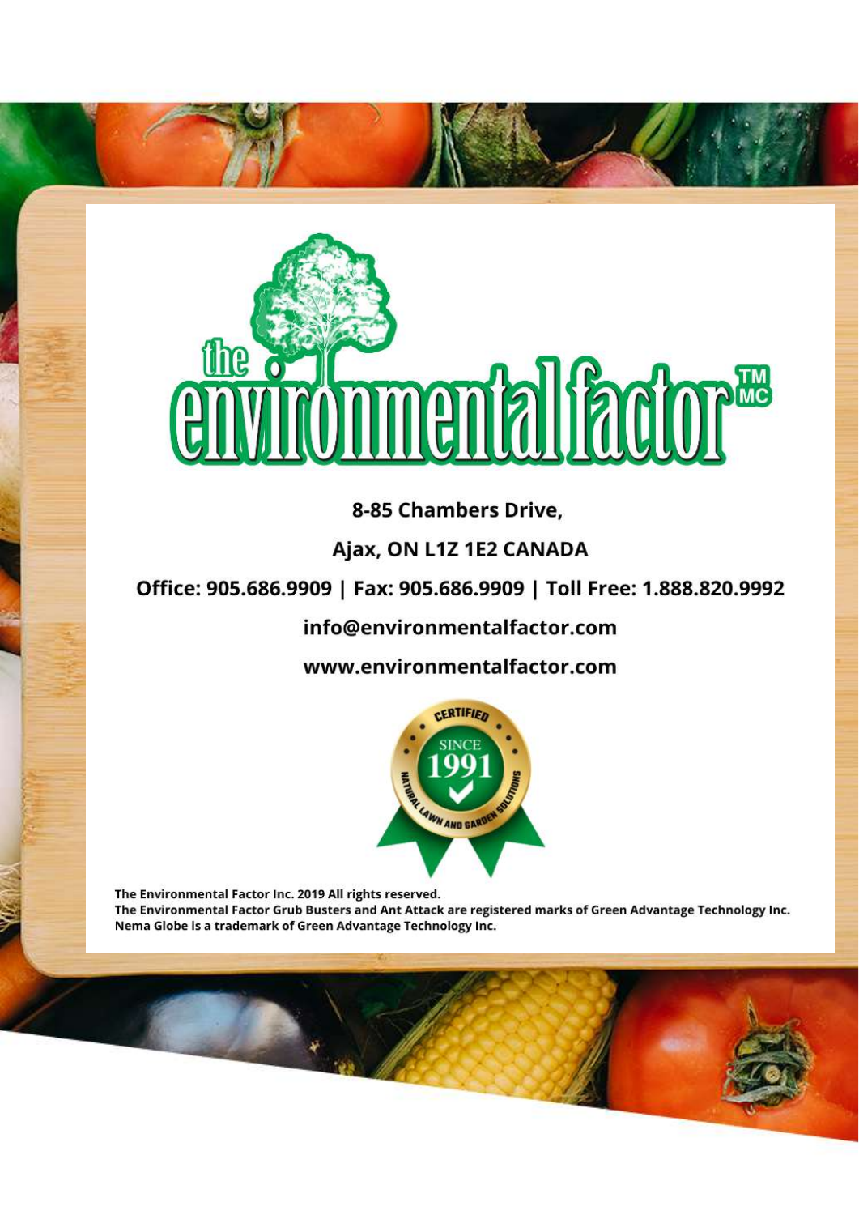the environmental factor™ MC

8-85 Chambers Drive,

Ajax, ON L1Z 1E2 CANADA

Office: 905.686.9909 | Fax: 905.686.9909 | Toll Free: 1.888.820.9992

info@environmentalfactor.com

www.environmentalfactor.com

CERTIFIED SINCE 1991 NATURAL LAWN AND GARDEN SOLUTIONS

**The Environmental Factor Inc. 2019 All rights reserved.**
**The Environmental Factor Grub Busters and Ant Attack are registered marks of Green Advantage Technology Inc.**
**Nema Globe is a trademark of Green Advantage Technology Inc.**